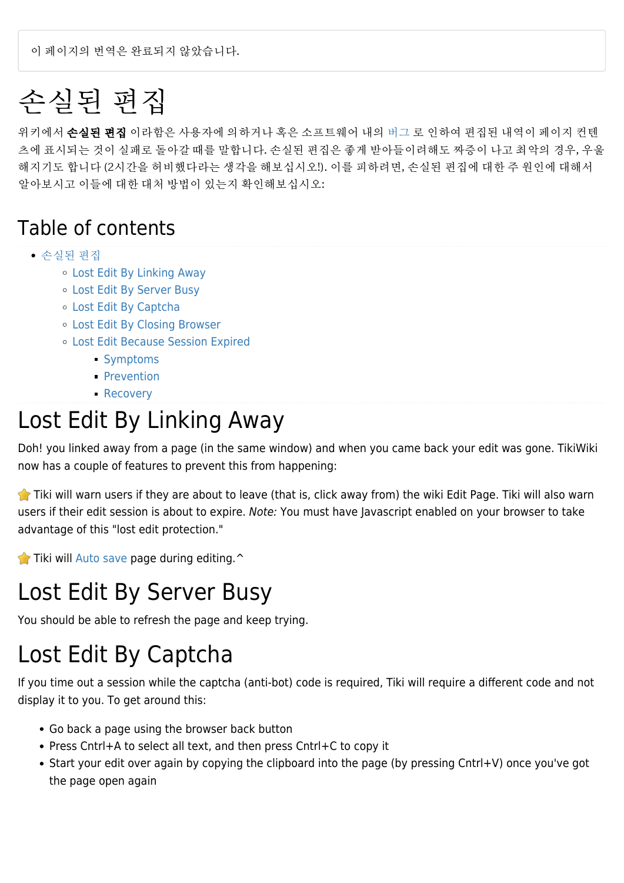이 페이지의 번역은 완료되지 않았습니다.

# 손실된 편집

위키에서 **손실된 편집** 이라함은 사용자에 의하거나 혹은 소프트웨어 내의 버그 로 인하여 편집된 내역이 페이지 컨텐츠에 표시되는 것이 실패로 돌아갈 때를 말합니다. 손실된 편집은 좋게 받아들이려해도 짜증이 나고 최악의 경우, 우울해지기도 합니다 (2시간을 허비했다라는 생각을 해보십시오!). 이를 피하려면, 손실된 편집에 대한 주 원인에 대해서 알아보시고 이들에 대한 대처 방법이 있는지 확인해보십시오:

## Table of contents

- 손실된 편집
  - Lost Edit By Linking Away
  - Lost Edit By Server Busy
  - Lost Edit By Captcha
  - Lost Edit By Closing Browser
  - Lost Edit Because Session Expired
    - Symptoms
    - Prevention
    - Recovery

# Lost Edit By Linking Away

Doh! you linked away from a page (in the same window) and when you came back your edit was gone. TikiWiki now has a couple of features to prevent this from happening:

Tiki will warn users if they are about to leave (that is, click away from) the wiki Edit Page. Tiki will also warn users if their edit session is about to expire. *Note:* You must have Javascript enabled on your browser to take advantage of this "lost edit protection."

Tiki will Auto save page during editing.^

# Lost Edit By Server Busy

You should be able to refresh the page and keep trying.

# Lost Edit By Captcha

If you time out a session while the captcha (anti-bot) code is required, Tiki will require a different code and not display it to you. To get around this:

- Go back a page using the browser back button
- Press Cntrl+A to select all text, and then press Cntrl+C to copy it
- Start your edit over again by copying the clipboard into the page (by pressing Cntrl+V) once you've got the page open again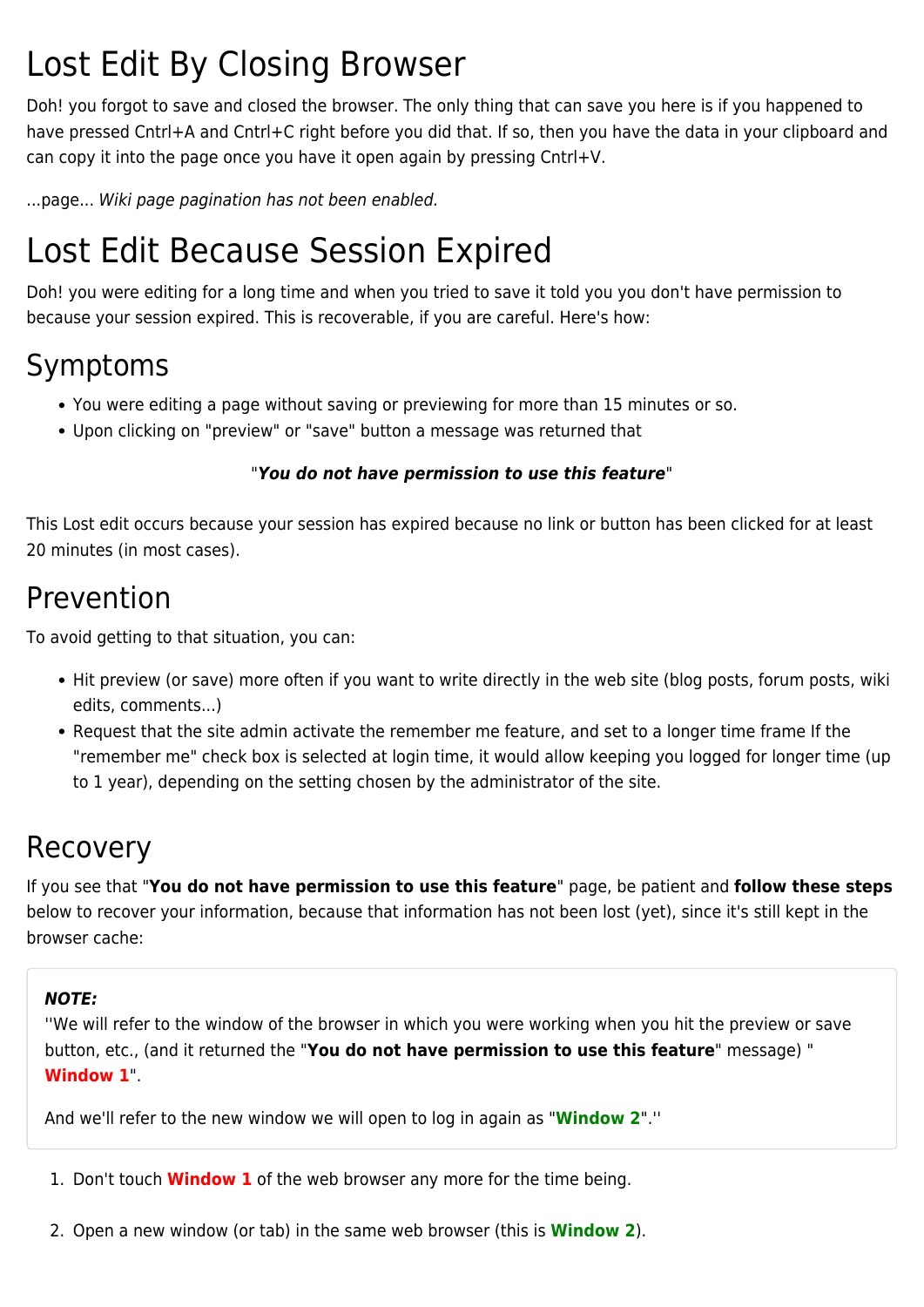# Lost Edit By Closing Browser

Doh! you forgot to save and closed the browser. The only thing that can save you here is if you happened to have pressed Cntrl+A and Cntrl+C right before you did that. If so, then you have the data in your clipboard and can copy it into the page once you have it open again by pressing Cntrl+V.

...page... *Wiki page pagination has not been enabled.*

# Lost Edit Because Session Expired

Doh! you were editing for a long time and when you tried to save it told you you don't have permission to because your session expired. This is recoverable, if you are careful. Here's how:

## Symptoms

- You were editing a page without saving or previewing for more than 15 minutes or so.
- Upon clicking on "preview" or "save" button a message was returned that

"***You do not have permission to use this feature***"

This Lost edit occurs because your session has expired because no link or button has been clicked for at least 20 minutes (in most cases).

## Prevention

To avoid getting to that situation, you can:

- Hit preview (or save) more often if you want to write directly in the web site (blog posts, forum posts, wiki edits, comments...)
- Request that the site admin activate the remember me feature, and set to a longer time frame If the "remember me" check box is selected at login time, it would allow keeping you logged for longer time (up to 1 year), depending on the setting chosen by the administrator of the site.

## Recovery

If you see that "**You do not have permission to use this feature**" page, be patient and **follow these steps** below to recover your information, because that information has not been lost (yet), since it's still kept in the browser cache:

> ***NOTE:***
> ''We will refer to the window of the browser in which you were working when you hit the preview or save button, etc., (and it returned the "**You do not have permission to use this feature**" message) "**Window 1**".
>
> And we'll refer to the new window we will open to log in again as "**Window 2**".''

1. Don't touch **Window 1** of the web browser any more for the time being.

2. Open a new window (or tab) in the same web browser (this is **Window 2**).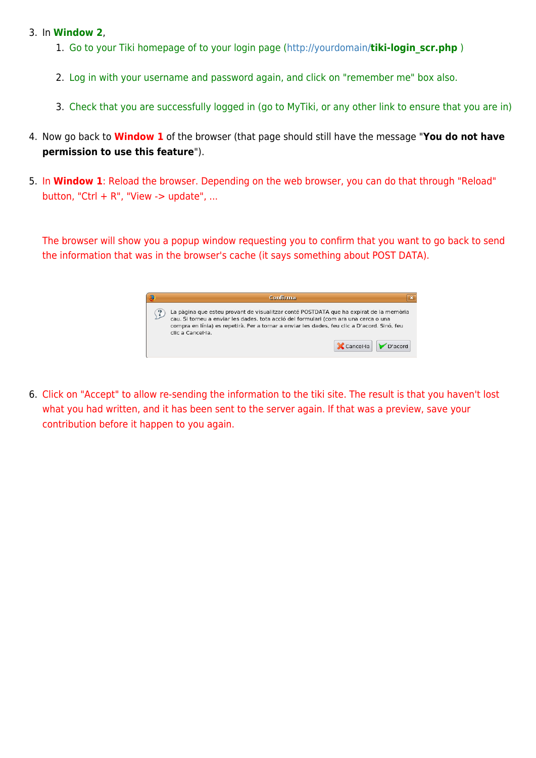3. In **Window 2**,
   1. Go to your Tiki homepage of to your login page (http://yourdomain/**tiki-login_scr.php** )

   2. Log in with your username and password again, and click on "remember me" box also.

   3. Check that you are successfully logged in (go to MyTiki, or any other link to ensure that you are in)

4. Now go back to **Window 1** of the browser (that page should still have the message "**You do not have permission to use this feature**").

5. In **Window 1**: Reload the browser. Depending on the web browser, you can do that through "Reload" button, "Ctrl + R", "View -> update", ...

   The browser will show you a popup window requesting you to confirm that you want to go back to send the information that was in the browser's cache (it says something about POST DATA).

   Confirma

   La pàgina que esteu provant de visualitzar conté POSTDATA que ha expirat de la memòria cau. Si torneu a enviar les dades, tota acció del formulari (com ara una cerca o una compra en línia) es repetirà. Per a tornar a enviar les dades, feu clic a D'acord. Sinó, feu clic a Cancel·la.

   Cancel·la D'acord

6. Click on "Accept" to allow re-sending the information to the tiki site. The result is that you haven't lost what you had written, and it has been sent to the server again. If that was a preview, save your contribution before it happen to you again.